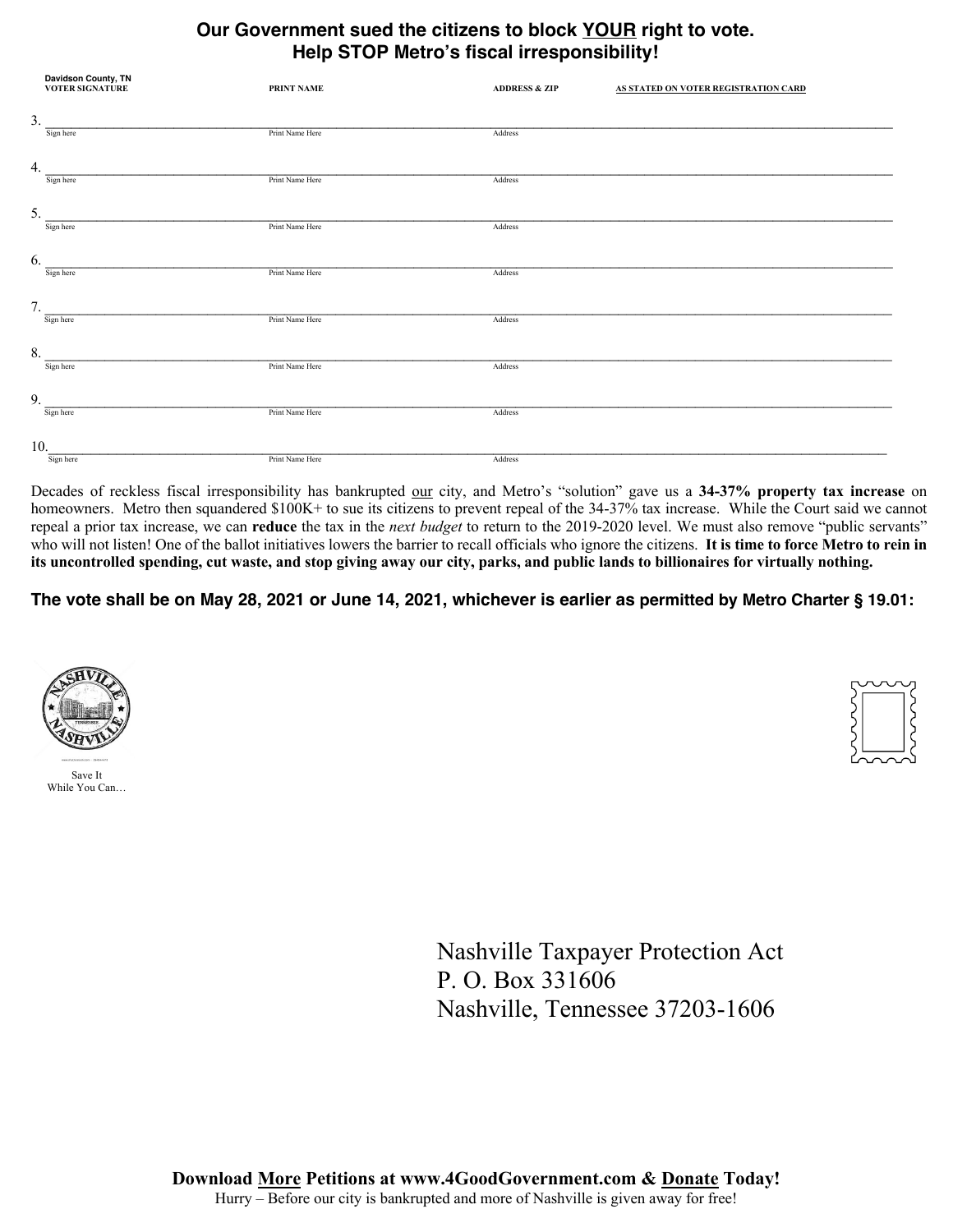**Our Government sued the citizens to block YOUR right to vote.**
**Help STOP Metro's fiscal irresponsibility!**

| Davidson County, TN VOTER SIGNATURE | PRINT NAME | ADDRESS & ZIP | AS STATED ON VOTER REGISTRATION CARD |
|---|---|---|---|
| 3. Sign here | Print Name Here | Address | |
| 4. Sign here | Print Name Here | Address | |
| 5. Sign here | Print Name Here | Address | |
| 6. Sign here | Print Name Here | Address | |
| 7. Sign here | Print Name Here | Address | |
| 8. Sign here | Print Name Here | Address | |
| 9. Sign here | Print Name Here | Address | |
| 10. Sign here | Print Name Here | Address | |

Decades of reckless fiscal irresponsibility has bankrupted our city, and Metro's "solution" gave us a **34-37% property tax increase** on homeowners. Metro then squandered $100K+ to sue its citizens to prevent repeal of the 34-37% tax increase. While the Court said we cannot repeal a prior tax increase, we can **reduce** the tax in the *next budget* to return to the 2019-2020 level. We must also remove "public servants" who will not listen! One of the ballot initiatives lowers the barrier to recall officials who ignore the citizens. **It is time to force Metro to rein in its uncontrolled spending, cut waste, and stop giving away our city, parks, and public lands to billionaires for virtually nothing.**

**The vote shall be on May 28, 2021 or June 14, 2021, whichever is earlier as permitted by Metro Charter § 19.01:**

Save It
While You Can…

Nashville Taxpayer Protection Act
P. O. Box 331606
Nashville, Tennessee 37203-1606

**Download More Petitions at www.4GoodGovernment.com & Donate Today!**
Hurry – Before our city is bankrupted and more of Nashville is given away for free!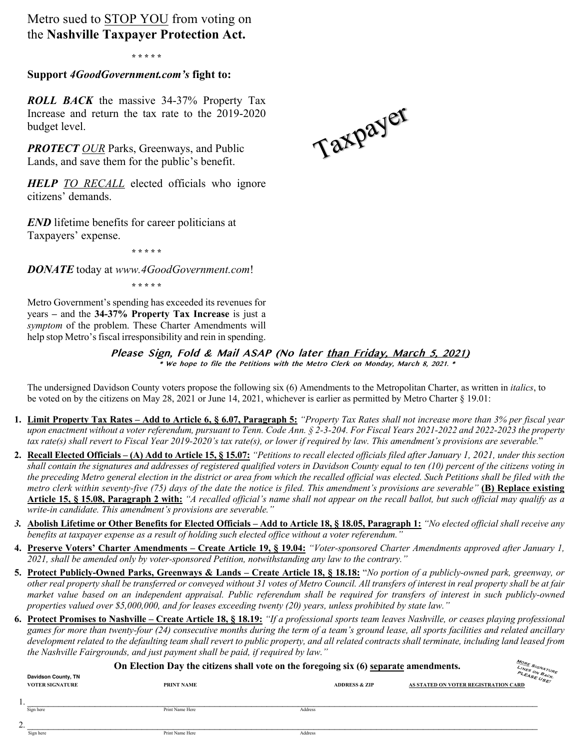Metro sued to <u>STOP YOU</u> from voting on the **Nashville Taxpayer Protection Act.**

\* \* \* \* \*

**Support *4GoodGovernment.com's* fight to:**

***ROLL BACK*** the massive 34-37% Property Tax Increase and return the tax rate to the 2019-2020 budget level.

***PROTECT*** ***OUR*** Parks, Greenways, and Public Lands, and save them for the public's benefit.

***HELP*** ***TO RECALL*** elected officials who ignore citizens' demands.

***END*** lifetime benefits for career politicians at Taxpayers' expense.

\* \* \* \* \*

***DONATE*** today at *www.4GoodGovernment.com*!

\* \* \* \* \*

Metro Government's spending has exceeded its revenues for years – and the **34-37% Property Tax Increase** is just a *symptom* of the problem. These Charter Amendments will help stop Metro's fiscal irresponsibility and rein in spending.

Taxpayer

***Please Sign, Fold & Mail ASAP (No later than Friday, March 5, 2021)***

*\* We hope to file the Petitions with the Metro Clerk on Monday, March 8, 2021. \**

The undersigned Davidson County voters propose the following six (6) Amendments to the Metropolitan Charter, as written in *italics*, to be voted on by the citizens on May 28, 2021 or June 14, 2021, whichever is earlier as permitted by Metro Charter § 19.01:

1. **Limit Property Tax Rates – Add to Article 6, § 6.07, Paragraph 5:** *"Property Tax Rates shall not increase more than 3% per fiscal year upon enactment without a voter referendum, pursuant to Tenn. Code Ann. § 2-3-204. For Fiscal Years 2021-2022 and 2022-2023 the property tax rate(s) shall revert to Fiscal Year 2019-2020's tax rate(s), or lower if required by law. This amendment's provisions are severable."*
2. **Recall Elected Officials – (A) Add to Article 15, § 15.07:** *"Petitions to recall elected officials filed after January 1, 2021, under this section shall contain the signatures and addresses of registered qualified voters in Davidson County equal to ten (10) percent of the citizens voting in the preceding Metro general election in the district or area from which the recalled official was elected. Such Petitions shall be filed with the metro clerk within seventy-five (75) days of the date the notice is filed. This amendment's provisions are severable"* **(B) Replace existing Article 15, § 15.08, Paragraph 2 with:** *"A recalled official's name shall not appear on the recall ballot, but such official may qualify as a write-in candidate. This amendment's provisions are severable."*
3. **Abolish Lifetime or Other Benefits for Elected Officials – Add to Article 18, § 18.05, Paragraph 1:** *"No elected official shall receive any benefits at taxpayer expense as a result of holding such elected office without a voter referendum."*
4. **Preserve Voters' Charter Amendments – Create Article 19, § 19.04:** *"Voter-sponsored Charter Amendments approved after January 1, 2021, shall be amended only by voter-sponsored Petition, notwithstanding any law to the contrary."*
5. **Protect Publicly-Owned Parks, Greenways & Lands – Create Article 18, § 18.18:** "*No portion of a publicly-owned park, greenway, or other real property shall be transferred or conveyed without 31 votes of Metro Council. All transfers of interest in real property shall be at fair market value based on an independent appraisal. Public referendum shall be required for transfers of interest in such publicly-owned properties valued over $5,000,000, and for leases exceeding twenty (20) years, unless prohibited by state law."*
6. **Protect Promises to Nashville – Create Article 18, § 18.19:** *"If a professional sports team leaves Nashville, or ceases playing professional games for more than twenty-four (24) consecutive months during the term of a team's ground lease, all sports facilities and related ancillary development related to the defaulting team shall revert to public property, and all related contracts shall terminate, including land leased from the Nashville Fairgrounds, and just payment shall be paid, if required by law."*

**On Election Day the citizens shall vote on the foregoing six (6) <u>separate</u> amendments.**

*More Signature Lines on Back. Please Use!*

| Davidson County, TN VOTER SIGNATURE | PRINT NAME | ADDRESS & ZIP | AS STATED ON VOTER REGISTRATION CARD |
|---|---|---|---|
| 1. Sign here | Print Name Here | Address | |
| 2. Sign here | Print Name Here | Address | |